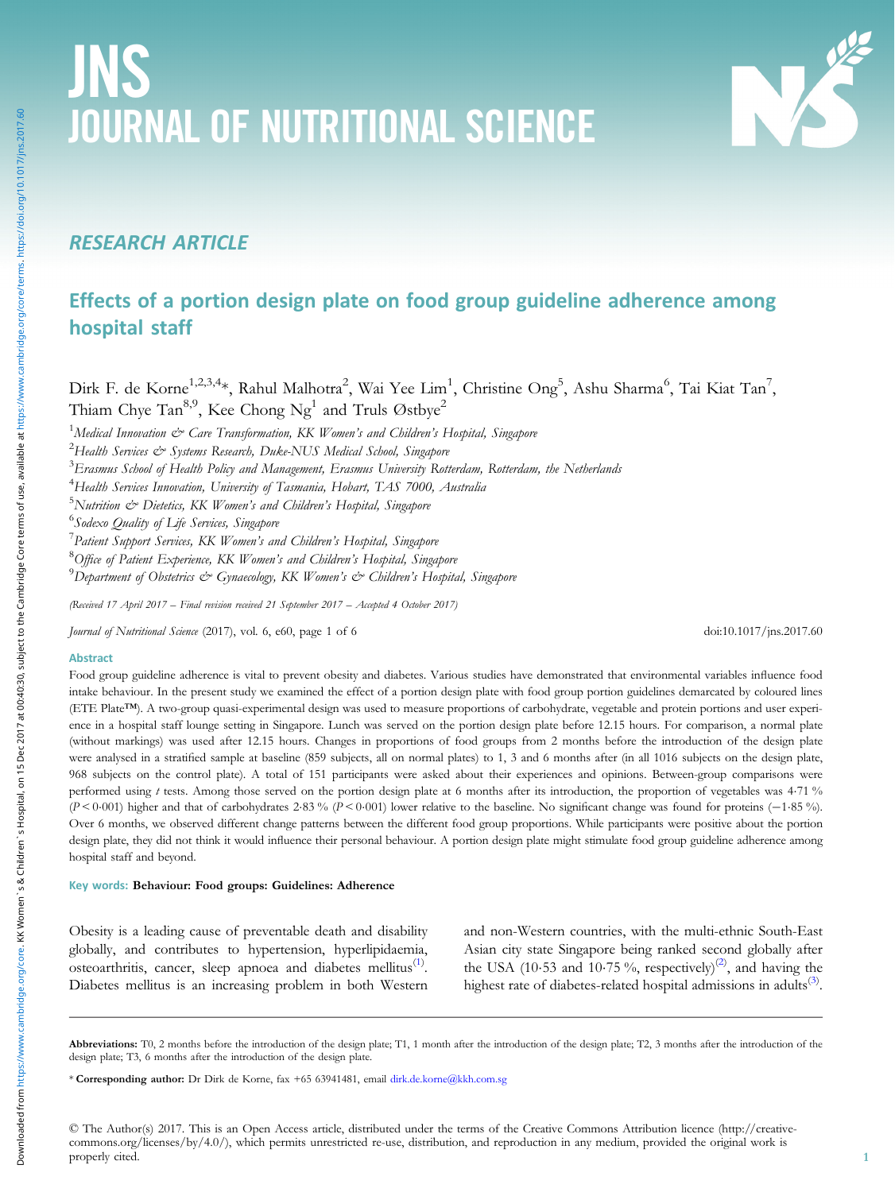# JNS JOURNAL OF NUTRITIONAL SCIENCE

## RESEARCH ARTICLE

# Effects of a portion design plate on food group guideline adherence among hospital staff

Dirk F. de Korne[1,2,3,4]*, Rahul Malhotra[2], Wai Yee Lim[1], Christine Ong[5], Ashu Sharma[6], Tai Kiat Tan[7], Thiam Chye Tan[8,9], Kee Chong Ng[1] and Truls Østbye[2]

[1]*Medical Innovation & Care Transformation, KK Women's and Children's Hospital, Singapore*

[2]*Health Services & Systems Research, Duke-NUS Medical School, Singapore*

[3]*Erasmus School of Health Policy and Management, Erasmus University Rotterdam, Rotterdam, the Netherlands*

[4]*Health Services Innovation, University of Tasmania, Hobart, TAS 7000, Australia*

[5]*Nutrition & Dietetics, KK Women's and Children's Hospital, Singapore*

[6]*Sodexo Quality of Life Services, Singapore*

[7]*Patient Support Services, KK Women's and Children's Hospital, Singapore*

[8]*Office of Patient Experience, KK Women's and Children's Hospital, Singapore*

[9]*Department of Obstetrics & Gynaecology, KK Women's & Children's Hospital, Singapore*

*(Received 17 April 2017 – Final revision received 21 September 2017 – Accepted 4 October 2017)*

*Journal of Nutritional Science* (2017), vol. 6, e60, page 1 of 6 doi:10.1017/jns.2017.60

### Abstract

Food group guideline adherence is vital to prevent obesity and diabetes. Various studies have demonstrated that environmental variables influence food intake behaviour. In the present study we examined the effect of a portion design plate with food group portion guidelines demarcated by coloured lines (ETE Plate™). A two-group quasi-experimental design was used to measure proportions of carbohydrate, vegetable and protein portions and user experience in a hospital staff lounge setting in Singapore. Lunch was served on the portion design plate before 12.15 hours. For comparison, a normal plate (without markings) was used after 12.15 hours. Changes in proportions of food groups from 2 months before the introduction of the design plate were analysed in a stratified sample at baseline (859 subjects, all on normal plates) to 1, 3 and 6 months after (in all 1016 subjects on the design plate, 968 subjects on the control plate). A total of 151 participants were asked about their experiences and opinions. Between-group comparisons were performed using *t* tests. Among those served on the portion design plate at 6 months after its introduction, the proportion of vegetables was 4·71 % ($P < 0·001$) higher and that of carbohydrates 2·83 % ($P < 0·001$) lower relative to the baseline. No significant change was found for proteins (−1·85 %). Over 6 months, we observed different change patterns between the different food group proportions. While participants were positive about the portion design plate, they did not think it would influence their personal behaviour. A portion design plate might stimulate food group guideline adherence among hospital staff and beyond.

**Key words: Behaviour: Food groups: Guidelines: Adherence**

Obesity is a leading cause of preventable death and disability globally, and contributes to hypertension, hyperlipidaemia, osteoarthritis, cancer, sleep apnoea and diabetes mellitus[1]. Diabetes mellitus is an increasing problem in both Western and non-Western countries, with the multi-ethnic South-East Asian city state Singapore being ranked second globally after the USA (10·53 and 10·75 %, respectively)[2], and having the highest rate of diabetes-related hospital admissions in adults[3].

---

**Abbreviations:** T0, 2 months before the introduction of the design plate; T1, 1 month after the introduction of the design plate; T2, 3 months after the introduction of the design plate; T3, 6 months after the introduction of the design plate.

\* **Corresponding author:** Dr Dirk de Korne, fax +65 63941481, email dirk.de.korne@kkh.com.sg

© The Author(s) 2017. This is an Open Access article, distributed under the terms of the Creative Commons Attribution licence (http://creativecommons.org/licenses/by/4.0/), which permits unrestricted re-use, distribution, and reproduction in any medium, provided the original work is properly cited.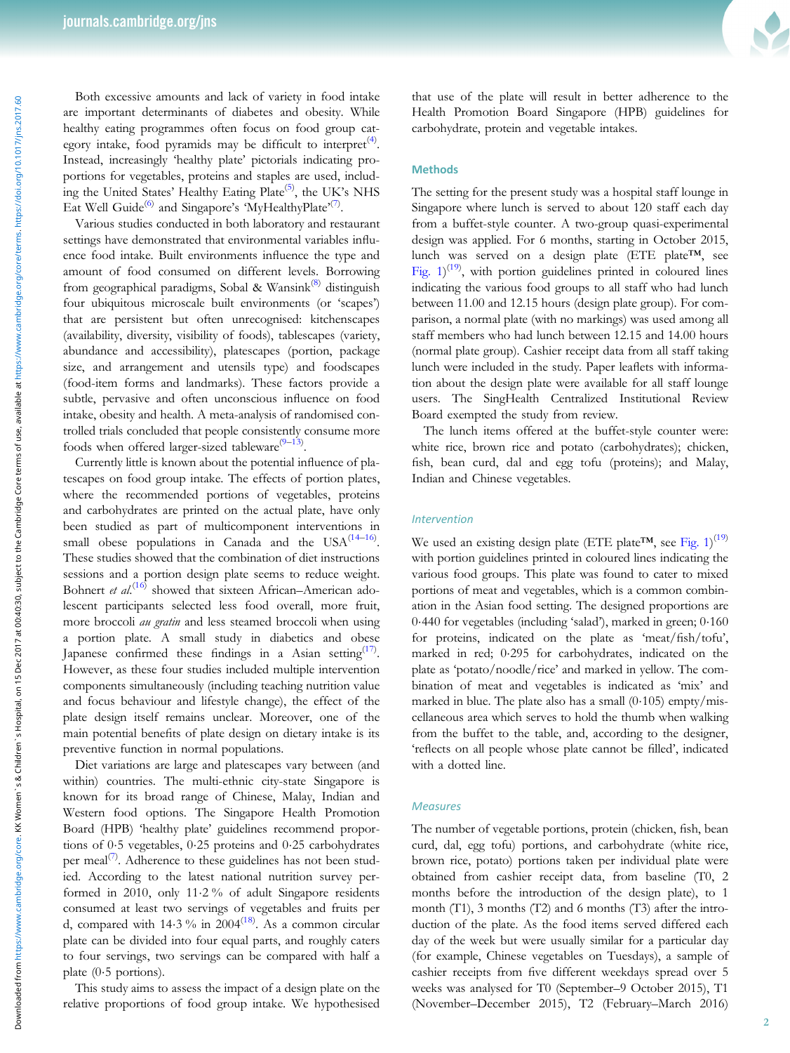Both excessive amounts and lack of variety in food intake are important determinants of diabetes and obesity. While healthy eating programmes often focus on food group category intake, food pyramids may be difficult to interpret[4]. Instead, increasingly 'healthy plate' pictorials indicating proportions for vegetables, proteins and staples are used, including the United States' Healthy Eating Plate[5], the UK's NHS Eat Well Guide[6] and Singapore's 'MyHealthyPlate'[7].

Various studies conducted in both laboratory and restaurant settings have demonstrated that environmental variables influence food intake. Built environments influence the type and amount of food consumed on different levels. Borrowing from geographical paradigms, Sobal & Wansink[8] distinguish four ubiquitous microscale built environments (or 'scapes') that are persistent but often unrecognised: kitchenscapes (availability, diversity, visibility of foods), tablescapes (variety, abundance and accessibility), platescapes (portion, package size, and arrangement and utensils type) and foodscapes (food-item forms and landmarks). These factors provide a subtle, pervasive and often unconscious influence on food intake, obesity and health. A meta-analysis of randomised controlled trials concluded that people consistently consume more foods when offered larger-sized tableware[9–13].

Currently little is known about the potential influence of platescapes on food group intake. The effects of portion plates, where the recommended portions of vegetables, proteins and carbohydrates are printed on the actual plate, have only been studied as part of multicomponent interventions in small obese populations in Canada and the USA[14–16]. These studies showed that the combination of diet instructions sessions and a portion design plate seems to reduce weight. Bohnert *et al.*[16] showed that sixteen African–American adolescent participants selected less food overall, more fruit, more broccoli *au gratin* and less steamed broccoli when using a portion plate. A small study in diabetics and obese Japanese confirmed these findings in a Asian setting[17]. However, as these four studies included multiple intervention components simultaneously (including teaching nutrition value and focus behaviour and lifestyle change), the effect of the plate design itself remains unclear. Moreover, one of the main potential benefits of plate design on dietary intake is its preventive function in normal populations.

Diet variations are large and platescapes vary between (and within) countries. The multi-ethnic city-state Singapore is known for its broad range of Chinese, Malay, Indian and Western food options. The Singapore Health Promotion Board (HPB) 'healthy plate' guidelines recommend proportions of 0·5 vegetables, 0·25 proteins and 0·25 carbohydrates per meal[7]. Adherence to these guidelines has not been studied. According to the latest national nutrition survey performed in 2010, only 11·2 % of adult Singapore residents consumed at least two servings of vegetables and fruits per d, compared with 14·3 % in 2004[18]. As a common circular plate can be divided into four equal parts, and roughly caters to four servings, two servings can be compared with half a plate (0·5 portions).

This study aims to assess the impact of a design plate on the relative proportions of food group intake. We hypothesised that use of the plate will result in better adherence to the Health Promotion Board Singapore (HPB) guidelines for carbohydrate, protein and vegetable intakes.

## Methods

The setting for the present study was a hospital staff lounge in Singapore where lunch is served to about 120 staff each day from a buffet-style counter. A two-group quasi-experimental design was applied. For 6 months, starting in October 2015, lunch was served on a design plate (ETE plate™, see Fig. 1)[19], with portion guidelines printed in coloured lines indicating the various food groups to all staff who had lunch between 11.00 and 12.15 hours (design plate group). For comparison, a normal plate (with no markings) was used among all staff members who had lunch between 12.15 and 14.00 hours (normal plate group). Cashier receipt data from all staff taking lunch were included in the study. Paper leaflets with information about the design plate were available for all staff lounge users. The SingHealth Centralized Institutional Review Board exempted the study from review.

The lunch items offered at the buffet-style counter were: white rice, brown rice and potato (carbohydrates); chicken, fish, bean curd, dal and egg tofu (proteins); and Malay, Indian and Chinese vegetables.

### Intervention

We used an existing design plate (ETE plate™, see Fig. 1)[19] with portion guidelines printed in coloured lines indicating the various food groups. This plate was found to cater to mixed portions of meat and vegetables, which is a common combination in the Asian food setting. The designed proportions are 0·440 for vegetables (including 'salad'), marked in green; 0·160 for proteins, indicated on the plate as 'meat/fish/tofu', marked in red; 0·295 for carbohydrates, indicated on the plate as 'potato/noodle/rice' and marked in yellow. The combination of meat and vegetables is indicated as 'mix' and marked in blue. The plate also has a small (0·105) empty/miscellaneous area which serves to hold the thumb when walking from the buffet to the table, and, according to the designer, 'reflects on all people whose plate cannot be filled', indicated with a dotted line.

### Measures

The number of vegetable portions, protein (chicken, fish, bean curd, dal, egg tofu) portions, and carbohydrate (white rice, brown rice, potato) portions taken per individual plate were obtained from cashier receipt data, from baseline (T0, 2 months before the introduction of the design plate), to 1 month (T1), 3 months (T2) and 6 months (T3) after the introduction of the plate. As the food items served differed each day of the week but were usually similar for a particular day (for example, Chinese vegetables on Tuesdays), a sample of cashier receipts from five different weekdays spread over 5 weeks was analysed for T0 (September–9 October 2015), T1 (November–December 2015), T2 (February–March 2016)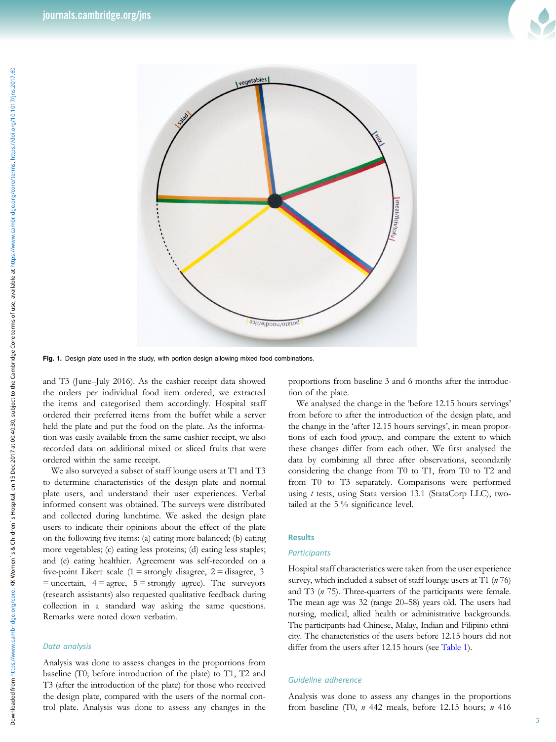Fig. 1. Design plate used in the study, with portion design allowing mixed food combinations.

and T3 (June–July 2016). As the cashier receipt data showed the orders per individual food item ordered, we extracted the items and categorised them accordingly. Hospital staff ordered their preferred items from the buffet while a server held the plate and put the food on the plate. As the information was easily available from the same cashier receipt, we also recorded data on additional mixed or sliced fruits that were ordered within the same receipt.

We also surveyed a subset of staff lounge users at T1 and T3 to determine characteristics of the design plate and normal plate users, and understand their user experiences. Verbal informed consent was obtained. The surveys were distributed and collected during lunchtime. We asked the design plate users to indicate their opinions about the effect of the plate on the following five items: (a) eating more balanced; (b) eating more vegetables; (c) eating less proteins; (d) eating less staples; and (e) eating healthier. Agreement was self-recorded on a five-point Likert scale (1 = strongly disagree, 2 = disagree, 3 = uncertain, 4 = agree, 5 = strongly agree). The surveyors (research assistants) also requested qualitative feedback during collection in a standard way asking the same questions. Remarks were noted down verbatim.

### *Data analysis*

Analysis was done to assess changes in the proportions from baseline (T0; before introduction of the plate) to T1, T2 and T3 (after the introduction of the plate) for those who received the design plate, compared with the users of the normal control plate. Analysis was done to assess any changes in the proportions from baseline 3 and 6 months after the introduction of the plate.

We analysed the change in the 'before 12.15 hours servings' from before to after the introduction of the design plate, and the change in the 'after 12.15 hours servings', in mean proportions of each food group, and compare the extent to which these changes differ from each other. We first analysed the data by combining all three after observations, secondarily considering the change from T0 to T1, from T0 to T2 and from T0 to T3 separately. Comparisons were performed using *t* tests, using Stata version 13.1 (StataCorp LLC), two-tailed at the 5 % significance level.

## Results

### *Participants*

Hospital staff characteristics were taken from the user experience survey, which included a subset of staff lounge users at T1 (*n* 76) and T3 (*n* 75). Three-quarters of the participants were female. The mean age was 32 (range 20–58) years old. The users had nursing, medical, allied health or administrative backgrounds. The participants had Chinese, Malay, Indian and Filipino ethnicity. The characteristics of the users before 12.15 hours did not differ from the users after 12.15 hours (see Table 1).

### *Guideline adherence*

Analysis was done to assess any changes in the proportions from baseline (T0, *n* 442 meals, before 12.15 hours; *n* 416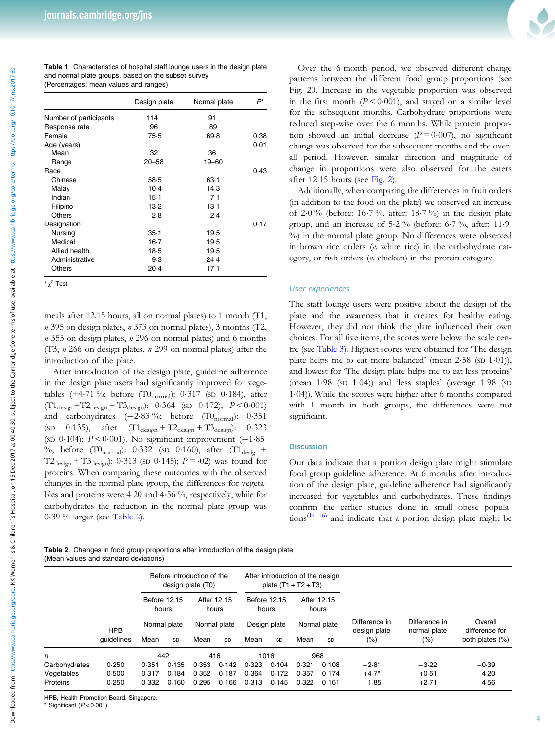**Table 1.** Characteristics of hospital staff lounge users in the design plate and normal plate groups, based on the subset survey
(Percentages; mean values and ranges)

| | Design plate | Normal plate | P* |
|---|---|---|---|
| Number of participants | 114 | 91 | |
| Response rate | 96 | 89 | |
| Female | 75·5 | 69·8 | 0·38 |
| Age (years) | | | 0·01 |
| Mean | 32 | 36 | |
| Range | 20–58 | 19–60 | |
| Race | | | 0·43 |
| Chinese | 58·5 | 63·1 | |
| Malay | 10·4 | 14·3 | |
| Indian | 15·1 | 7·1 | |
| Filipino | 13·2 | 13·1 | |
| Others | 2·8 | 2·4 | |
| Designation | | | 0·17 |
| Nursing | 35·1 | 19·5 | |
| Medical | 16·7 | 19·5 | |
| Allied health | 18·5 | 19·5 | |
| Administrative | 9·3 | 24·4 | |
| Others | 20·4 | 17·1 | |

* $\chi^2$ Test.

meals after 12.15 hours, all on normal plates) to 1 month (T1, *n* 395 on design plates, *n* 373 on normal plates), 3 months (T2, *n* 355 on design plates, *n* 296 on normal plates) and 6 months (T3, *n* 266 on design plates, *n* 299 on normal plates) after the introduction of the plate.

After introduction of the design plate, guideline adherence in the design plate users had significantly improved for vegetables (+4·71 %; before ($T0_{normal}$): 0·317 (SD 0·184), after ($T1_{design}+T2_{design}+T3_{design}$): 0·364 (SD 0·172); $P<0·001$) and carbohydrates (−2·83 %; before ($T0_{normal}$): 0·351 (SD 0·135), after ($T1_{design}+T2_{design}+T3_{design}$): 0·323 (SD 0·104); $P<0·001$). No significant improvement (−1·85 %; before ($T0_{normal}$): 0·332 (SD 0·160), after ($T1_{design}+T2_{design}+T3_{design}$): 0·313 (SD 0·145); $P=·02$) was found for proteins. When comparing these outcomes with the observed changes in the normal plate group, the differences for vegetables and proteins were 4·20 and 4·56 %, respectively, while for carbohydrates the reduction in the normal plate group was 0·39 % larger (see Table 2).

Over the 6-month period, we observed different change patterns between the different food group proportions (see Fig. 20. Increase in the vegetable proportion was observed in the first month ($P<0·001$), and stayed on a similar level for the subsequent months. Carbohydrate proportions were reduced step-wise over the 6 months. While protein proportion showed an initial decrease ($P=0·007$), no significant change was observed for the subsequent months and the overall period. However, similar direction and magnitude of change in proportions were also observed for the eaters after 12.15 hours (see Fig. 2).

Additionally, when comparing the differences in fruit orders (in addition to the food on the plate) we observed an increase of 2·0 % (before: 16·7 %, after: 18·7 %) in the design plate group, and an increase of 5·2 % (before: 6·7 %, after: 11·9 %) in the normal plate group. No differences were observed in brown rice orders (*v.* white rice) in the carbohydrate category, or fish orders (*v.* chicken) in the protein category.

### User experiences

The staff lounge users were positive about the design of the plate and the awareness that it creates for healthy eating. However, they did not think the plate influenced their own choices. For all five items, the scores were below the scale centre (see Table 3). Highest scores were obtained for 'The design plate helps me to eat more balanced' (mean 2·58 (SD 1·01)), and lowest for 'The design plate helps me to eat less proteins' (mean 1·98 (SD 1·04)) and 'less staples' (average 1·98 (SD 1·04)). While the scores were higher after 6 months compared with 1 month in both groups, the differences were not significant.

## Discussion

Our data indicate that a portion design plate might stimulate food group guideline adherence. At 6 months after introduction of the design plate, guideline adherence had significantly increased for vegetables and carbohydrates. These findings confirm the earlier studies done in small obese populations[14–16] and indicate that a portion design plate might be

**Table 2.** Changes in food group proportions after introduction of the design plate
(Mean values and standard deviations)

| | | Before introduction of the design plate (T0) | | | | After introduction of the design plate (T1 + T2 + T3) | | | | | | |
|---|---|---|---|---|---|---|---|---|---|---|---|---|
| | | Before 12.15 hours | | After 12.15 hours | | Before 12.15 hours | | After 12.15 hours | | | | |
| | HPB guidelines | Normal plate | | Normal plate | | Design plate | | Normal plate | | Difference in design plate (%) | Difference in normal plate (%) | Overall difference for both plates (%) |
| | | Mean | SD | Mean | SD | Mean | SD | Mean | SD | | | |
| *n* | | 442 | | 416 | | 1016 | | 968 | | | | |
| Carbohydrates | 0·250 | 0·351 | 0·135 | 0·353 | 0·142 | 0·323 | 0·104 | 0·321 | 0·108 | −2·8* | −3·22 | −0·39 |
| Vegetables | 0·500 | 0·317 | 0·184 | 0·352 | 0·187 | 0·364 | 0·172 | 0·357 | 0·174 | +4·7* | +0·51 | 4·20 |
| Proteins | 0·250 | 0·332 | 0·160 | 0·295 | 0·166 | 0·313 | 0·145 | 0·322 | 0·161 | −1·85 | +2·71 | 4·56 |

HPB, Health Promotion Board, Singapore.
* Significant ($P<0·001$).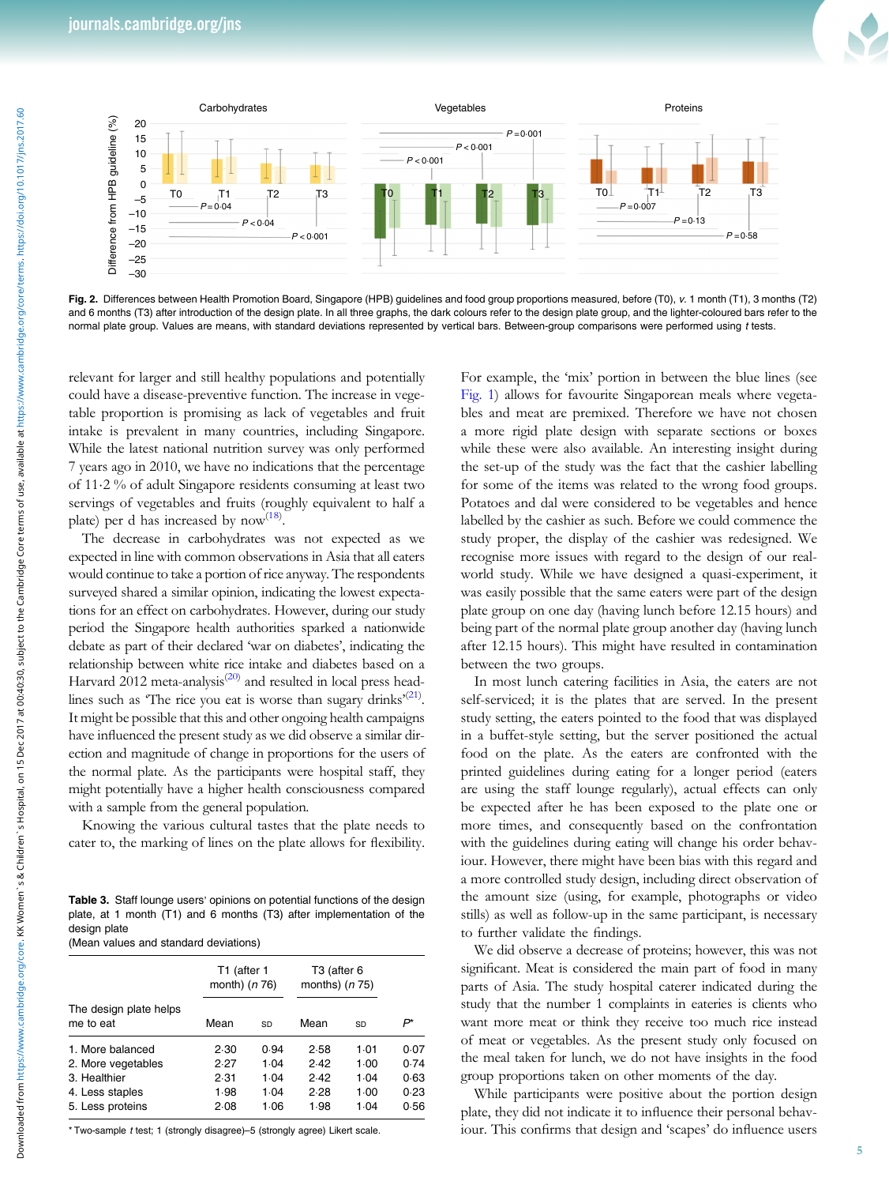Fig. 2. Differences between Health Promotion Board, Singapore (HPB) guidelines and food group proportions measured, before (T0), *v.* 1 month (T1), 3 months (T2) and 6 months (T3) after introduction of the design plate. In all three graphs, the dark colours refer to the design plate group, and the lighter-coloured bars refer to the normal plate group. Values are means, with standard deviations represented by vertical bars. Between-group comparisons were performed using *t* tests.

relevant for larger and still healthy populations and potentially could have a disease-preventive function. The increase in vegetable proportion is promising as lack of vegetables and fruit intake is prevalent in many countries, including Singapore. While the latest national nutrition survey was only performed 7 years ago in 2010, we have no indications that the percentage of 11·2 % of adult Singapore residents consuming at least two servings of vegetables and fruits (roughly equivalent to half a plate) per d has increased by now[18].

The decrease in carbohydrates was not expected as we expected in line with common observations in Asia that all eaters would continue to take a portion of rice anyway. The respondents surveyed shared a similar opinion, indicating the lowest expectations for an effect on carbohydrates. However, during our study period the Singapore health authorities sparked a nationwide debate as part of their declared 'war on diabetes', indicating the relationship between white rice intake and diabetes based on a Harvard 2012 meta-analysis[20] and resulted in local press headlines such as 'The rice you eat is worse than sugary drinks'[21]. It might be possible that this and other ongoing health campaigns have influenced the present study as we did observe a similar direction and magnitude of change in proportions for the users of the normal plate. As the participants were hospital staff, they might potentially have a higher health consciousness compared with a sample from the general population.

Knowing the various cultural tastes that the plate needs to cater to, the marking of lines on the plate allows for flexibility. For example, the 'mix' portion in between the blue lines (see Fig. 1) allows for favourite Singaporean meals where vegetables and meat are premixed. Therefore we have not chosen a more rigid plate design with separate sections or boxes while these were also available. An interesting insight during the set-up of the study was the fact that the cashier labelling for some of the items was related to the wrong food groups. Potatoes and dal were considered to be vegetables and hence labelled by the cashier as such. Before we could commence the study proper, the display of the cashier was redesigned. We recognise more issues with regard to the design of our real-world study. While we have designed a quasi-experiment, it was easily possible that the same eaters were part of the design plate group on one day (having lunch before 12.15 hours) and being part of the normal plate group another day (having lunch after 12.15 hours). This might have resulted in contamination between the two groups.

In most lunch catering facilities in Asia, the eaters are not self-serviced; it is the plates that are served. In the present study setting, the eaters pointed to the food that was displayed in a buffet-style setting, but the server positioned the actual food on the plate. As the eaters are confronted with the printed guidelines during eating for a longer period (eaters are using the staff lounge regularly), actual effects can only be expected after he has been exposed to the plate one or more times, and consequently based on the confrontation with the guidelines during eating will change his order behaviour. However, there might have been bias with this regard and a more controlled study design, including direct observation of the amount size (using, for example, photographs or video stills) as well as follow-up in the same participant, is necessary to further validate the findings.

We did observe a decrease of proteins; however, this was not significant. Meat is considered the main part of food in many parts of Asia. The study hospital caterer indicated during the study that the number 1 complaints in eateries is clients who want more meat or think they receive too much rice instead of meat or vegetables. As the present study only focused on the meal taken for lunch, we do not have insights in the food group proportions taken on other moments of the day.

While participants were positive about the portion design plate, they did not indicate it to influence their personal behaviour. This confirms that design and 'scapes' do influence users

**Table 3.** Staff lounge users' opinions on potential functions of the design plate, at 1 month (T1) and 6 months (T3) after implementation of the design plate
(Mean values and standard deviations)

| The design plate helps me to eat | T1 (after 1 month) (*n* 76) | | T3 (after 6 months) (*n* 75) | | |
|---|---|---|---|---|---|
| | Mean | SD | Mean | SD | *P** |
| 1. More balanced | 2·30 | 0·94 | 2·58 | 1·01 | 0·07 |
| 2. More vegetables | 2·27 | 1·04 | 2·42 | 1·00 | 0·74 |
| 3. Healthier | 2·31 | 1·04 | 2·42 | 1·04 | 0·63 |
| 4. Less staples | 1·98 | 1·04 | 2·28 | 1·00 | 0·23 |
| 5. Less proteins | 2·08 | 1·06 | 1·98 | 1·04 | 0·56 |

\* Two-sample *t* test; 1 (strongly disagree)–5 (strongly agree) Likert scale.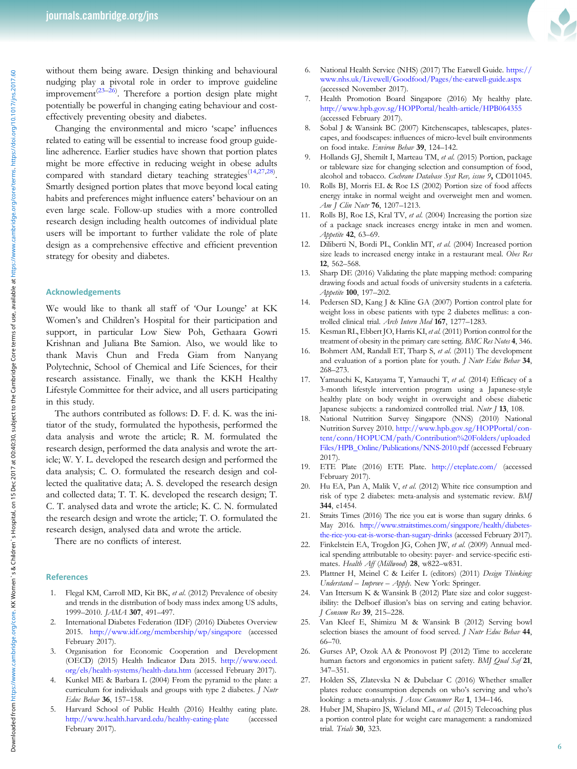without them being aware. Design thinking and behavioural nudging play a pivotal role in order to improve guideline improvement[23–26]. Therefore a portion design plate might potentially be powerful in changing eating behaviour and cost-effectively preventing obesity and diabetes.

Changing the environmental and micro 'scape' influences related to eating will be essential to increase food group guideline adherence. Earlier studies have shown that portion plates might be more effective in reducing weight in obese adults compared with standard dietary teaching strategies[14,27,28]. Smartly designed portion plates that move beyond local eating habits and preferences might influence eaters' behaviour on an even large scale. Follow-up studies with a more controlled research design including health outcomes of individual plate users will be important to further validate the role of plate design as a comprehensive effective and efficient prevention strategy for obesity and diabetes.

## Acknowledgements

We would like to thank all staff of 'Our Lounge' at KK Women's and Children's Hospital for their participation and support, in particular Low Siew Poh, Gethaara Gowri Krishnan and Juliana Bte Samion. Also, we would like to thank Mavis Chun and Freda Giam from Nanyang Polytechnic, School of Chemical and Life Sciences, for their research assistance. Finally, we thank the KKH Healthy Lifestyle Committee for their advice, and all users participating in this study.

The authors contributed as follows: D. F. d. K. was the initiator of the study, formulated the hypothesis, performed the data analysis and wrote the article; R. M. formulated the research design, performed the data analysis and wrote the article; W. Y. L. developed the research design and performed the data analysis; C. O. formulated the research design and collected the qualitative data; A. S. developed the research design and collected data; T. T. K. developed the research design; T. C. T. analysed data and wrote the article; K. C. N. formulated the research design and wrote the article; T. O. formulated the research design, analysed data and wrote the article.

There are no conflicts of interest.

## References

1. Flegal KM, Carroll MD, Kit BK, *et al.* (2012) Prevalence of obesity and trends in the distribution of body mass index among US adults, 1999–2010. *JAMA* **307**, 491–497.
2. International Diabetes Federation (IDF) (2016) Diabetes Overview 2015. http://www.idf.org/membership/wp/singapore (accessed February 2017).
3. Organisation for Economic Cooperation and Development (OECD) (2015) Health Indicator Data 2015. http://www.oecd.org/els/health-systems/health-data.htm (accessed February 2017).
4. Kunkel ME & Barbara L (2004) From the pyramid to the plate: a curriculum for individuals and groups with type 2 diabetes. *J Nutr Educ Behav* **36**, 157–158.
5. Harvard School of Public Health (2016) Healthy eating plate. http://www.health.harvard.edu/healthy-eating-plate (accessed February 2017).
6. National Health Service (NHS) (2017) The Eatwell Guide. https://www.nhs.uk/Livewell/Goodfood/Pages/the-eatwell-guide.aspx (accessed November 2017).
7. Health Promotion Board Singapore (2016) My healthy plate. http://www.hpb.gov.sg/HOPPortal/health-article/HPB064355 (accessed February 2017).
8. Sobal J & Wansink BC (2007) Kitchenscapes, tablescapes, platescapes, and foodscapes: influences of micro-level built environments on food intake. *Environ Behav* **39**, 124–142.
9. Hollands GJ, Shemilt I, Marteau TM, *et al.* (2015) Portion, package or tableware size for changing selection and consumption of food, alcohol and tobacco. *Cochrane Database Syst Rev, issue 9*, CD011045.
10. Rolls BJ, Morris EL & Roe LS (2002) Portion size of food affects energy intake in normal weight and overweight men and women. *Am J Clin Nutr* **76**, 1207–1213.
11. Rolls BJ, Roe LS, Kral TV, *et al.* (2004) Increasing the portion size of a package snack increases energy intake in men and women. *Appetite* **42**, 63–69.
12. Diliberti N, Bordi PL, Conklin MT, *et al.* (2004) Increased portion size leads to increased energy intake in a restaurant meal. *Obes Res* **12**, 562–568.
13. Sharp DE (2016) Validating the plate mapping method: comparing drawing foods and actual foods of university students in a cafeteria. *Appetite* **100**, 197–202.
14. Pedersen SD, Kang J & Kline GA (2007) Portion control plate for weight loss in obese patients with type 2 diabetes mellitus: a controlled clinical trial. *Arch Intern Med* **167**, 1277–1283.
15. Kesman RL, Ebbert JO, Harris KI, *et al.* (2011) Portion control for the treatment of obesity in the primary care setting. *BMC Res Notes* **4**, 346.
16. Bohmert AM, Randall ET, Tharp S, *et al.* (2011) The development and evaluation of a portion plate for youth. *J Nutr Educ Behav* **34**, 268–273.
17. Yamauchi K, Katayama T, Yamauchi T, *et al.* (2014) Efficacy of a 3-month lifestyle intervention program using a Japanese-style healthy plate on body weight in overweight and obese diabetic Japanese subjects: a randomized controlled trial. *Nutr J* **13**, 108.
18. National Nutrition Survey Singapore (NNS) (2010) National Nutrition Survey 2010. http://www.hpb.gov.sg/HOPPortal/content/conn/HOPUCM/path/Contribution%20Folders/uploadedFiles/HPB_Online/Publications/NNS-2010.pdf (accessed February 2017).
19. ETE Plate (2016) ETE Plate. http://eteplate.com/ (accessed February 2017).
20. Hu EA, Pan A, Malik V, *et al.* (2012) White rice consumption and risk of type 2 diabetes: meta-analysis and systematic review. *BMJ* **344**, e1454.
21. Straits Times (2016) The rice you eat is worse than sugary drinks. 6 May 2016. http://www.straitstimes.com/singapore/health/diabetes-the-rice-you-eat-is-worse-than-sugary-drinks (accessed February 2017).
22. Finkelstein EA, Trogdon JG, Cohen JW, *et al.* (2009) Annual medical spending attributable to obesity: payer- and service-specific estimates. *Health Aff (Millwood)* **28**, w822–w831.
23. Plattner H, Meinel C & Leifer L (editors) (2011) *Design Thinking: Understand – Improve – Apply*. New York: Springer.
24. Van Ittersum K & Wansink B (2012) Plate size and color suggestibility: the Delboef illusion's bias on serving and eating behavior. *J Consum Res* **39**, 215–228.
25. Van Kleef E, Shimizu M & Wansink B (2012) Serving bowl selection biases the amount of food served. *J Nutr Educ Behav* **44**, 66–70.
26. Gurses AP, Ozok AA & Pronovost PJ (2012) Time to accelerate human factors and ergonomics in patient safety. *BMJ Qual Saf* **21**, 347–351.
27. Holden SS, Zlatevska N & Dubelaar C (2016) Whether smaller plates reduce consumption depends on who's serving and who's looking: a meta-analysis. *J Assoc Consumer Res* **1**, 134–146.
28. Huber JM, Shapiro JS, Wieland ML, *et al.* (2015) Telecoaching plus a portion control plate for weight care management: a randomized trial. *Trials* **30**, 323.